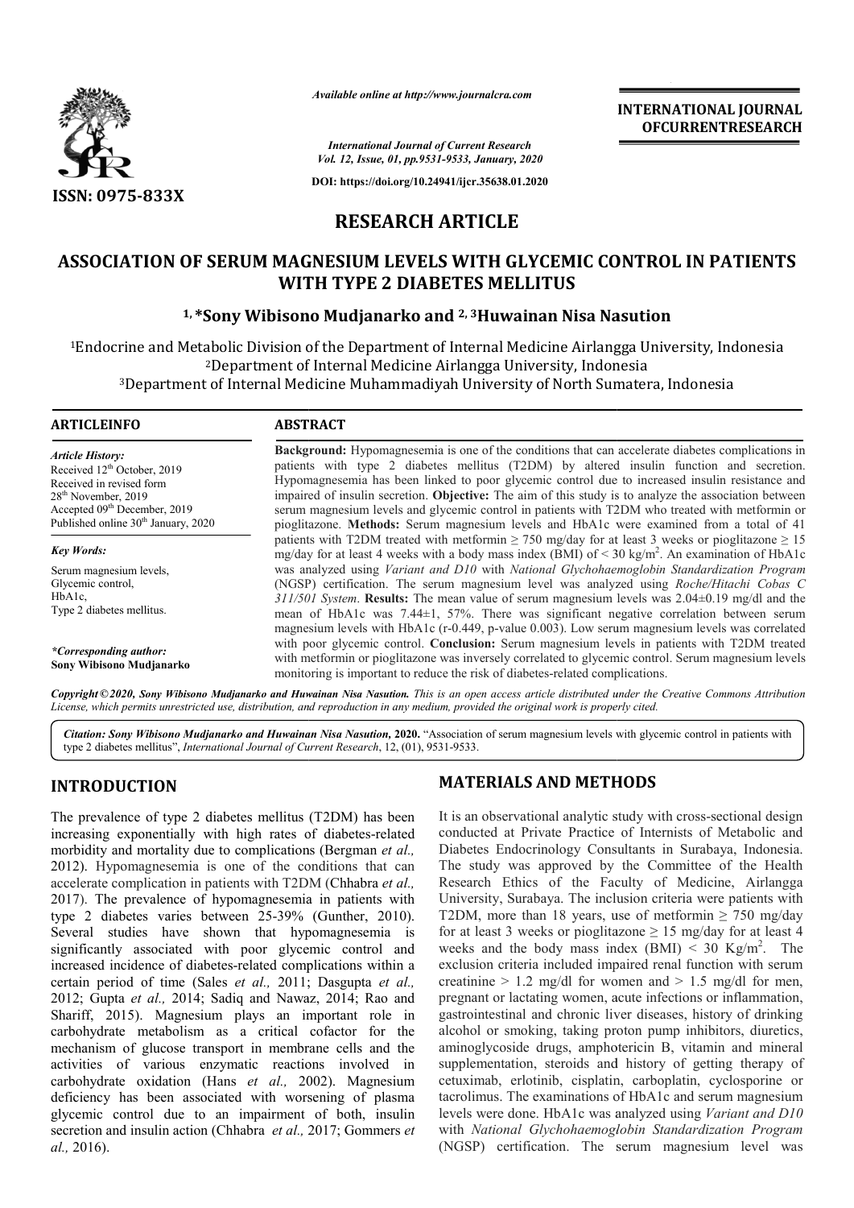# RESEARCH ARTICLE

# ASSOCIATION OF SERUM MAGNESIUM LEVELS WITH GLYCEMIC CONTROL IN PATIENTS WITH TYPE 2 DIABETES MELLITUS

**[1,] *Sony Wibisono Mudjanarko and [2, 3]Huwainan Nisa Nasution**

[1]Endocrine and Metabolic Division of the Department of Internal Medicine Airlangga University, Indonesia
[2]Department of Internal Medicine Airlangga University, Indonesia
[3]Department of Internal Medicine Muhammadiyah University of North Sumatera, Indonesia

## ARTICLEINFO

*Article History:*
Received 12th October, 2019
Received in revised form
28th November, 2019
Accepted 09th December, 2019
Published online 30th January, 2020

*Key Words:*
Serum magnesium levels,
Glycemic control,
HbA1c,
Type 2 diabetes mellitus.

*\*Corresponding author:*
**Sony Wibisono Mudjanarko**

## ABSTRACT

**Background:** Hypomagnesemia is one of the conditions that can accelerate diabetes complications in patients with type 2 diabetes mellitus (T2DM) by altered insulin function and secretion. Hypomagnesemia has been linked to poor glycemic control due to increased insulin resistance and impaired of insulin secretion. **Objective:** The aim of this study is to analyze the association between serum magnesium levels and glycemic control in patients with T2DM who treated with metformin or pioglitazone. **Methods:** Serum magnesium levels and HbA1c were examined from a total of 41 patients with T2DM treated with metformin ≥ 750 mg/day for at least 3 weeks or pioglitazone ≥ 15 mg/day for at least 4 weeks with a body mass index (BMI) of < 30 kg/m$^2$. An examination of HbA1c was analyzed using *Variant and D10* with *National Glychohaemoglobin Standardization Program* (NGSP) certification. The serum magnesium level was analyzed using *Roche/Hitachi Cobas C 311/501 System*. **Results:** The mean value of serum magnesium levels was 2.04±0.19 mg/dl and the mean of HbA1c was 7.44±1, 57%. There was significant negative correlation between serum magnesium levels with HbA1c (r-0.449, p-value 0.003). Low serum magnesium levels was correlated with poor glycemic control. **Conclusion:** Serum magnesium levels in patients with T2DM treated with metformin or pioglitazone was inversely correlated to glycemic control. Serum magnesium levels monitoring is important to reduce the risk of diabetes-related complications.

*Copyright © 2020, Sony Wibisono Mudjanarko and Huwainan Nisa Nasution. This is an open access article distributed under the Creative Commons Attribution License, which permits unrestricted use, distribution, and reproduction in any medium, provided the original work is properly cited.*

*Citation: Sony Wibisono Mudjanarko and Huwainan Nisa Nasution,* **2020.** "Association of serum magnesium levels with glycemic control in patients with type 2 diabetes mellitus", *International Journal of Current Research*, 12, (01), 9531-9533.

## INTRODUCTION

The prevalence of type 2 diabetes mellitus (T2DM) has been increasing exponentially with high rates of diabetes-related morbidity and mortality due to complications (Bergman *et al.,* 2012). Hypomagnesemia is one of the conditions that can accelerate complication in patients with T2DM (Chhabra *et al.,* 2017). The prevalence of hypomagnesemia in patients with type 2 diabetes varies between 25-39% (Gunther, 2010). Several studies have shown that hypomagnesemia is significantly associated with poor glycemic control and increased incidence of diabetes-related complications within a certain period of time (Sales *et al.,* 2011; Dasgupta *et al.,* 2012; Gupta *et al.,* 2014; Sadiq and Nawaz, 2014; Rao and Shariff, 2015). Magnesium plays an important role in carbohydrate metabolism as a critical cofactor for the mechanism of glucose transport in membrane cells and the activities of various enzymatic reactions involved in carbohydrate oxidation (Hans *et al.,* 2002). Magnesium deficiency has been associated with worsening of plasma glycemic control due to an impairment of both, insulin secretion and insulin action (Chhabra *et al.,* 2017; Gommers *et al.,* 2016).

## MATERIALS AND METHODS

It is an observational analytic study with cross-sectional design conducted at Private Practice of Internists of Metabolic and Diabetes Endocrinology Consultants in Surabaya, Indonesia. The study was approved by the Committee of the Health Research Ethics of the Faculty of Medicine, Airlangga University, Surabaya. The inclusion criteria were patients with T2DM, more than 18 years, use of metformin ≥ 750 mg/day for at least 3 weeks or pioglitazone ≥ 15 mg/day for at least 4 weeks and the body mass index (BMI) < 30 Kg/m$^2$. The exclusion criteria included impaired renal function with serum creatinine > 1.2 mg/dl for women and > 1.5 mg/dl for men, pregnant or lactating women, acute infections or inflammation, gastrointestinal and chronic liver diseases, history of drinking alcohol or smoking, taking proton pump inhibitors, diuretics, aminoglycoside drugs, amphotericin B, vitamin and mineral supplementation, steroids and history of getting therapy of cetuximab, erlotinib, cisplatin, carboplatin, cyclosporine or tacrolimus. The examinations of HbA1c and serum magnesium levels were done. HbA1c was analyzed using *Variant and D10* with *National Glychohaemoglobin Standardization Program* (NGSP) certification. The serum magnesium level was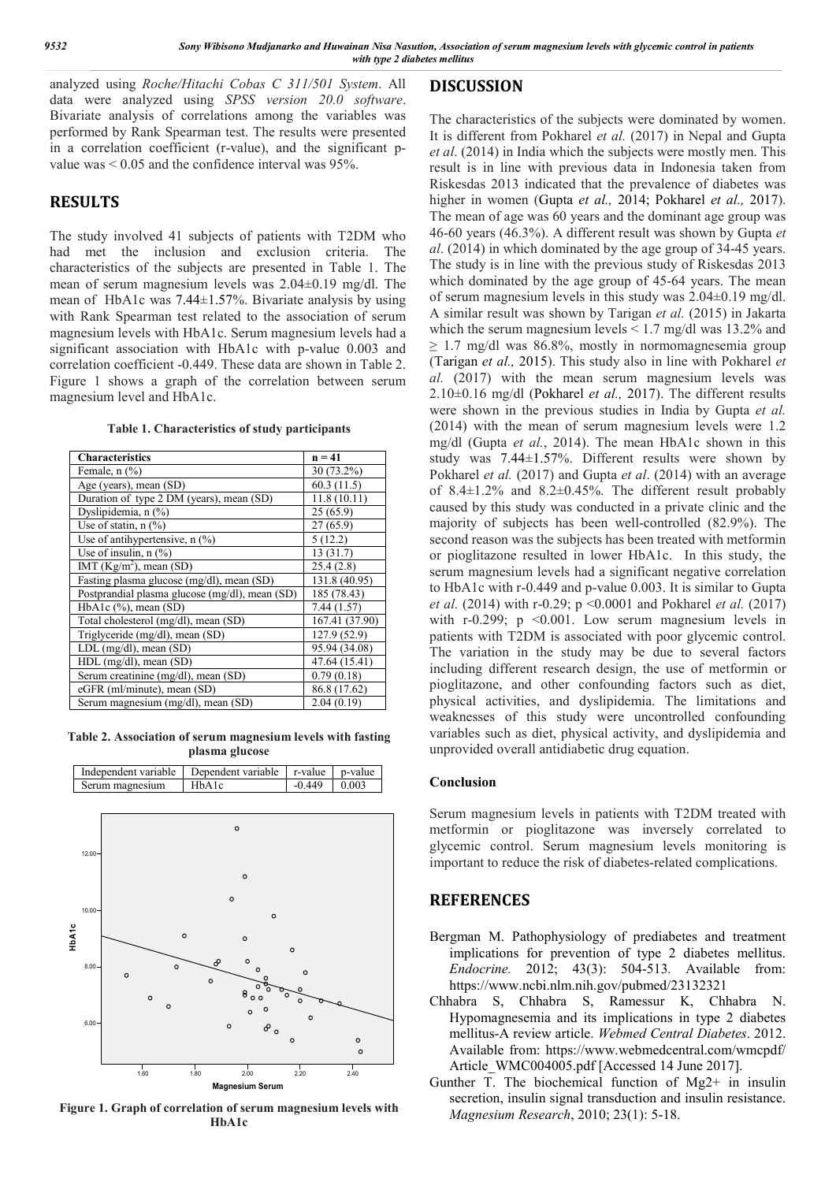analyzed using *Roche/Hitachi Cobas C 311/501 System*. All data were analyzed using *SPSS version 20.0 software*. Bivariate analysis of correlations among the variables was performed by Rank Spearman test. The results were presented in a correlation coefficient (r-value), and the significant p-value was < 0.05 and the confidence interval was 95%.

## RESULTS

The study involved 41 subjects of patients with T2DM who had met the inclusion and exclusion criteria. The characteristics of the subjects are presented in Table 1. The mean of serum magnesium levels was 2.04±0.19 mg/dl. The mean of HbA1c was 7.44±1.57%. Bivariate analysis by using with Rank Spearman test related to the association of serum magnesium levels with HbA1c. Serum magnesium levels had a significant association with HbA1c with p-value 0.003 and correlation coefficient -0.449. These data are shown in Table 2. Figure 1 shows a graph of the correlation between serum magnesium level and HbA1c.

**Table 1. Characteristics of study participants**

| Characteristics | n = 41 |
|---|---|
| Female, n (%) | 30 (73.2%) |
| Age (years), mean (SD) | 60.3 (11.5) |
| Duration of type 2 DM (years), mean (SD) | 11.8 (10.11) |
| Dyslipidemia, n (%) | 25 (65.9) |
| Use of statin, n (%) | 27 (65.9) |
| Use of antihypertensive, n (%) | 5 (12.2) |
| Use of insulin, n (%) | 13 (31.7) |
| IMT ($Kg/m^2$), mean (SD) | 25.4 (2.8) |
| Fasting plasma glucose (mg/dl), mean (SD) | 131.8 (40.95) |
| Postprandial plasma glucose (mg/dl), mean (SD) | 185 (78.43) |
| HbA1c (%), mean (SD) | 7.44 (1.57) |
| Total cholesterol (mg/dl), mean (SD) | 167.41 (37.90) |
| Triglyceride (mg/dl), mean (SD) | 127.9 (52.9) |
| LDL (mg/dl), mean (SD) | 95.94 (34.08) |
| HDL (mg/dl), mean (SD) | 47.64 (15.41) |
| Serum creatinine (mg/dl), mean (SD) | 0.79 (0.18) |
| eGFR (ml/minute), mean (SD) | 86.8 (17.62) |
| Serum magnesium (mg/dl), mean (SD) | 2.04 (0.19) |

**Table 2. Association of serum magnesium levels with fasting plasma glucose**

| Independent variable | Dependent variable | r-value | p-value |
|---|---|---|---|
| Serum magnesium | HbA1c | -0.449 | 0.003 |

**Figure 1. Graph of correlation of serum magnesium levels with HbA1c**

## DISCUSSION

The characteristics of the subjects were dominated by women. It is different from Pokharel *et al.* (2017) in Nepal and Gupta *et al*. (2014) in India which the subjects were mostly men. This result is in line with previous data in Indonesia taken from Riskesdas 2013 indicated that the prevalence of diabetes was higher in women (Gupta *et al.,* 2014; Pokharel *et al.,* 2017). The mean of age was 60 years and the dominant age group was 46-60 years (46.3%). A different result was shown by Gupta *et al*. (2014) in which dominated by the age group of 34-45 years. The study is in line with the previous study of Riskesdas 2013 which dominated by the age group of 45-64 years. The mean of serum magnesium levels in this study was 2.04±0.19 mg/dl. A similar result was shown by Tarigan *et al.* (2015) in Jakarta which the serum magnesium levels < 1.7 mg/dl was 13.2% and ≥ 1.7 mg/dl was 86.8%, mostly in normomagnesemia group (Tarigan *et al.,* 2015). This study also in line with Pokharel *et al.* (2017) with the mean serum magnesium levels was 2.10±0.16 mg/dl (Pokharel *et al.,* 2017). The different results were shown in the previous studies in India by Gupta *et al.* (2014) with the mean of serum magnesium levels were 1.2 mg/dl (Gupta *et al.*, 2014). The mean HbA1c shown in this study was 7.44±1.57%. Different results were shown by Pokharel *et al.* (2017) and Gupta *et al*. (2014) with an average of 8.4±1.2% and 8.2±0.45%. The different result probably caused by this study was conducted in a private clinic and the majority of subjects has been well-controlled (82.9%). The second reason was the subjects has been treated with metformin or pioglitazone resulted in lower HbA1c. In this study, the serum magnesium levels had a significant negative correlation to HbA1c with r-0.449 and p-value 0.003. It is similar to Gupta *et al.* (2014) with r-0.29; p <0.0001 and Pokharel *et al.* (2017) with r-0.299; p <0.001. Low serum magnesium levels in patients with T2DM is associated with poor glycemic control. The variation in the study may be due to several factors including different research design, the use of metformin or pioglitazone, and other confounding factors such as diet, physical activities, and dyslipidemia. The limitations and weaknesses of this study were uncontrolled confounding variables such as diet, physical activity, and dyslipidemia and unprovided overall antidiabetic drug equation.

### Conclusion

Serum magnesium levels in patients with T2DM treated with metformin or pioglitazone was inversely correlated to glycemic control. Serum magnesium levels monitoring is important to reduce the risk of diabetes-related complications.

## REFERENCES

- Bergman M. Pathophysiology of prediabetes and treatment implications for prevention of type 2 diabetes mellitus. *Endocrine.* 2012; 43(3): 504-513. Available from: https://www.ncbi.nlm.nih.gov/pubmed/23132321
- Chhabra S, Chhabra S, Ramessur K, Chhabra N. Hypomagnesemia and its implications in type 2 diabetes mellitus-A review article. *Webmed Central Diabetes*. 2012. Available from: https://www.webmedcentral.com/wmcpdf/Article_WMC004005.pdf [Accessed 14 June 2017].
- Gunther T. The biochemical function of Mg2+ in insulin secretion, insulin signal transduction and insulin resistance. *Magnesium Research*, 2010; 23(1): 5-18.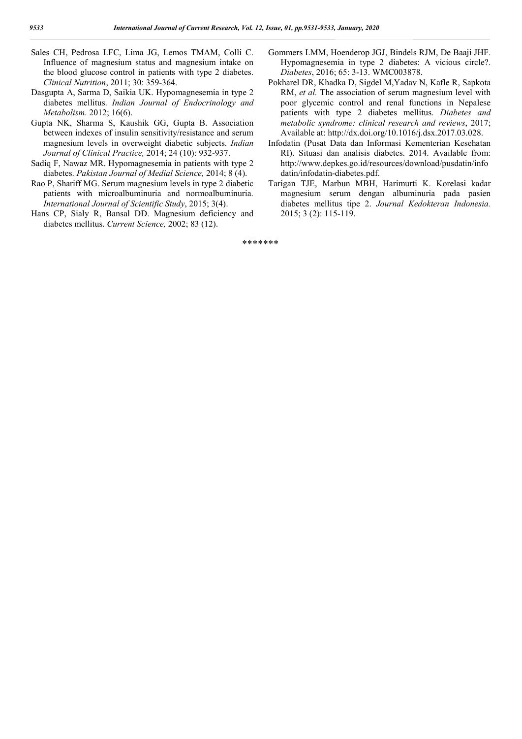Sales CH, Pedrosa LFC, Lima JG, Lemos TMAM, Colli C. Influence of magnesium status and magnesium intake on the blood glucose control in patients with type 2 diabetes. *Clinical Nutrition*, 2011; 30: 359-364.

Dasgupta A, Sarma D, Saikia UK. Hypomagnesemia in type 2 diabetes mellitus. *Indian Journal of Endocrinology and Metabolism*. 2012; 16(6).

Gupta NK, Sharma S, Kaushik GG, Gupta B. Association between indexes of insulin sensitivity/resistance and serum magnesium levels in overweight diabetic subjects. *Indian Journal of Clinical Practice,* 2014; 24 (10): 932-937.

Sadiq F, Nawaz MR. Hypomagnesemia in patients with type 2 diabetes. *Pakistan Journal of Medial Science,* 2014; 8 (4).

Rao P, Shariff MG. Serum magnesium levels in type 2 diabetic patients with microalbuminuria and normoalbuminuria. *International Journal of Scientific Study*, 2015; 3(4).

Hans CP, Sialy R, Bansal DD. Magnesium deficiency and diabetes mellitus. *Current Science,* 2002; 83 (12).

Gommers LMM, Hoenderop JGJ, Bindels RJM, De Baaji JHF. Hypomagnesemia in type 2 diabetes: A vicious circle?. *Diabetes*, 2016; 65: 3-13. WMC003878.

Pokharel DR, Khadka D, Sigdel M,Yadav N, Kafle R, Sapkota RM, *et al.* The association of serum magnesium level with poor glycemic control and renal functions in Nepalese patients with type 2 diabetes mellitus. *Diabetes and metabolic syndrome: clinical research and reviews*, 2017; Available at: http://dx.doi.org/10.1016/j.dsx.2017.03.028.

Infodatin (Pusat Data dan Informasi Kementerian Kesehatan RI). Situasi dan analisis diabetes. 2014. Available from: http://www.depkes.go.id/resources/download/pusdatin/infodatin/infodatin-diabetes.pdf.

Tarigan TJE, Marbun MBH, Harimurti K. Korelasi kadar magnesium serum dengan albuminuria pada pasien diabetes mellitus tipe 2. *Journal Kedokteran Indonesia.* 2015; 3 (2): 115-119.

*******